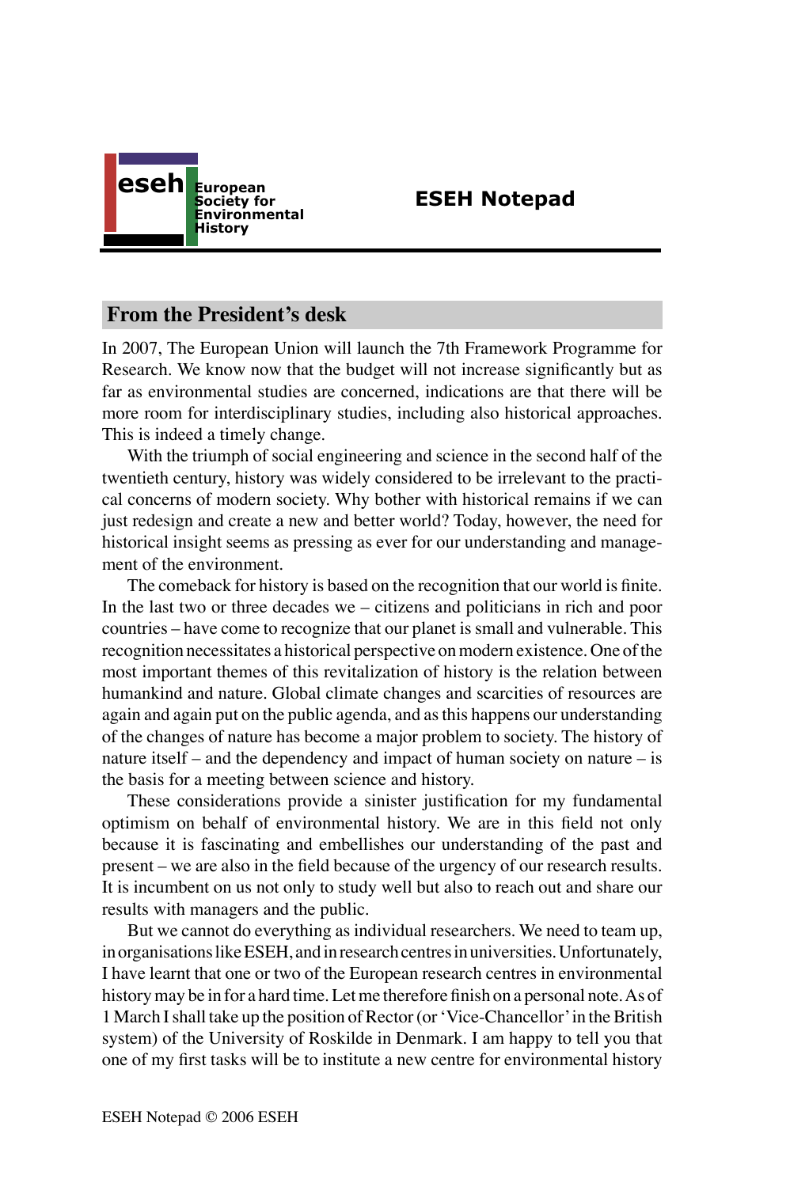eseh European Society for Environmental History

# ESEH Notepad

## From the President's desk

In 2007, The European Union will launch the 7th Framework Programme for Research. We know now that the budget will not increase significantly but as far as environmental studies are concerned, indications are that there will be more room for interdisciplinary studies, including also historical approaches. This is indeed a timely change.

With the triumph of social engineering and science in the second half of the twentieth century, history was widely considered to be irrelevant to the practical concerns of modern society. Why bother with historical remains if we can just redesign and create a new and better world? Today, however, the need for historical insight seems as pressing as ever for our understanding and management of the environment.

The comeback for history is based on the recognition that our world is finite. In the last two or three decades we – citizens and politicians in rich and poor countries – have come to recognize that our planet is small and vulnerable. This recognition necessitates a historical perspective on modern existence. One of the most important themes of this revitalization of history is the relation between humankind and nature. Global climate changes and scarcities of resources are again and again put on the public agenda, and as this happens our understanding of the changes of nature has become a major problem to society. The history of nature itself – and the dependency and impact of human society on nature – is the basis for a meeting between science and history.

These considerations provide a sinister justification for my fundamental optimism on behalf of environmental history. We are in this field not only because it is fascinating and embellishes our understanding of the past and present – we are also in the field because of the urgency of our research results. It is incumbent on us not only to study well but also to reach out and share our results with managers and the public.

But we cannot do everything as individual researchers. We need to team up, in organisations like ESEH, and in research centres in universities. Unfortunately, I have learnt that one or two of the European research centres in environmental history may be in for a hard time. Let me therefore finish on a personal note. As of 1 March I shall take up the position of Rector (or 'Vice-Chancellor' in the British system) of the University of Roskilde in Denmark. I am happy to tell you that one of my first tasks will be to institute a new centre for environmental history

ESEH Notepad © 2006 ESEH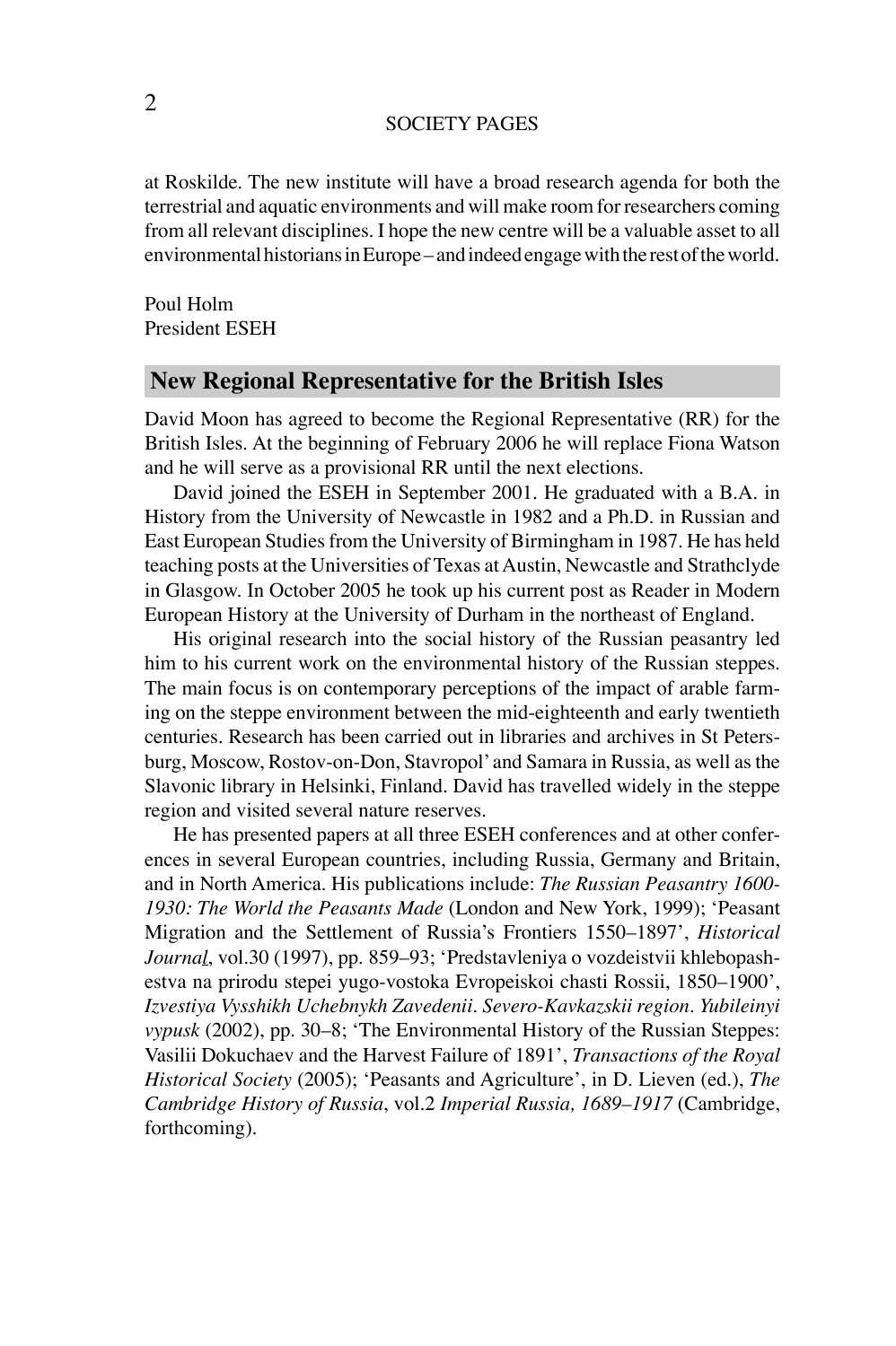at Roskilde. The new institute will have a broad research agenda for both the terrestrial and aquatic environments and will make room for researchers coming from all relevant disciplines. I hope the new centre will be a valuable asset to all environmental historians in Europe – and indeed engage with the rest of the world.

Poul Holm
President ESEH

## New Regional Representative for the British Isles

David Moon has agreed to become the Regional Representative (RR) for the British Isles. At the beginning of February 2006 he will replace Fiona Watson and he will serve as a provisional RR until the next elections.

David joined the ESEH in September 2001. He graduated with a B.A. in History from the University of Newcastle in 1982 and a Ph.D. in Russian and East European Studies from the University of Birmingham in 1987. He has held teaching posts at the Universities of Texas at Austin, Newcastle and Strathclyde in Glasgow. In October 2005 he took up his current post as Reader in Modern European History at the University of Durham in the northeast of England.

His original research into the social history of the Russian peasantry led him to his current work on the environmental history of the Russian steppes. The main focus is on contemporary perceptions of the impact of arable farming on the steppe environment between the mid-eighteenth and early twentieth centuries. Research has been carried out in libraries and archives in St Petersburg, Moscow, Rostov-on-Don, Stavropol' and Samara in Russia, as well as the Slavonic library in Helsinki, Finland. David has travelled widely in the steppe region and visited several nature reserves.

He has presented papers at all three ESEH conferences and at other conferences in several European countries, including Russia, Germany and Britain, and in North America. His publications include: *The Russian Peasantry 1600-1930: The World the Peasants Made* (London and New York, 1999); 'Peasant Migration and the Settlement of Russia's Frontiers 1550–1897', *Historical Journal*, vol.30 (1997), pp. 859–93; 'Predstavleniya o vozdeistvii khlebopashestva na prirodu stepei yugo-vostoka Evropeiskoi chasti Rossii, 1850–1900', *Izvestiya Vysshikh Uchebnykh Zavedenii. Severo-Kavkazskii region. Yubileinyi vypusk* (2002), pp. 30–8; 'The Environmental History of the Russian Steppes: Vasilii Dokuchaev and the Harvest Failure of 1891', *Transactions of the Royal Historical Society* (2005); 'Peasants and Agriculture', in D. Lieven (ed.), *The Cambridge History of Russia*, vol.2 *Imperial Russia, 1689–1917* (Cambridge, forthcoming).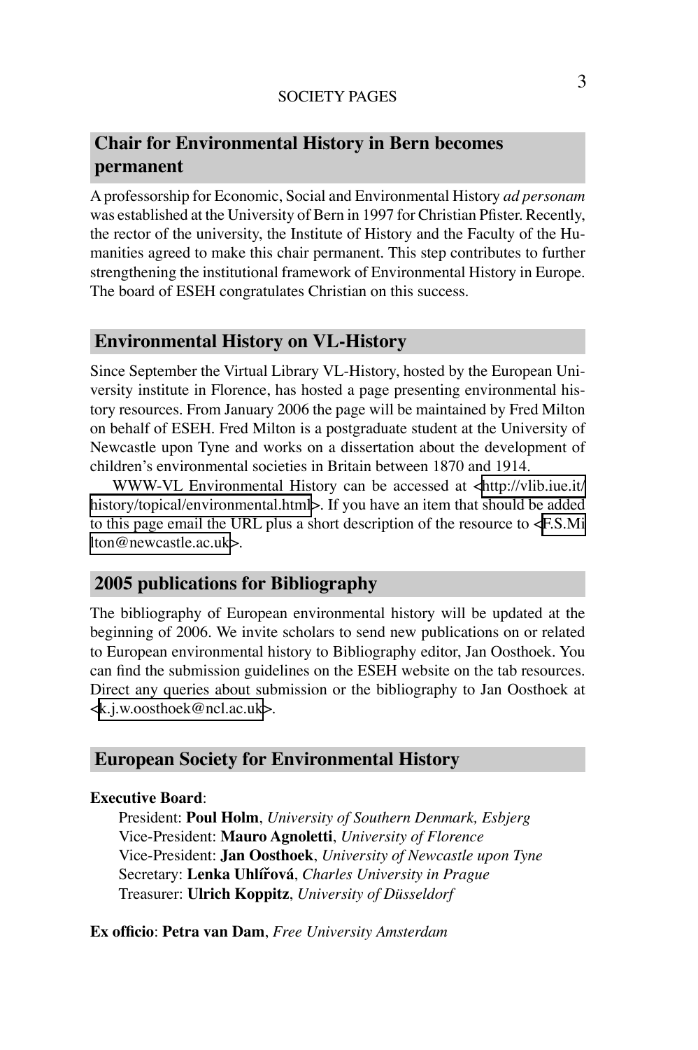## Chair for Environmental History in Bern becomes permanent

A professorship for Economic, Social and Environmental History *ad personam* was established at the University of Bern in 1997 for Christian Pfister. Recently, the rector of the university, the Institute of History and the Faculty of the Humanities agreed to make this chair permanent. This step contributes to further strengthening the institutional framework of Environmental History in Europe. The board of ESEH congratulates Christian on this success.

## Environmental History on VL-History

Since September the Virtual Library VL-History, hosted by the European University institute in Florence, has hosted a page presenting environmental history resources. From January 2006 the page will be maintained by Fred Milton on behalf of ESEH. Fred Milton is a postgraduate student at the University of Newcastle upon Tyne and works on a dissertation about the development of children's environmental societies in Britain between 1870 and 1914.

WWW-VL Environmental History can be accessed at <http://vlib.iue.it/history/topical/environmental.html>. If you have an item that should be added to this page email the URL plus a short description of the resource to <F.S.Milton@newcastle.ac.uk>.

## 2005 publications for Bibliography

The bibliography of European environmental history will be updated at the beginning of 2006. We invite scholars to send new publications on or related to European environmental history to Bibliography editor, Jan Oosthoek. You can find the submission guidelines on the ESEH website on the tab resources. Direct any queries about submission or the bibliography to Jan Oosthoek at <k.j.w.oosthoek@ncl.ac.uk>.

## European Society for Environmental History

**Executive Board**:

President: **Poul Holm**, *University of Southern Denmark, Esbjerg*
Vice-President: **Mauro Agnoletti**, *University of Florence*
Vice-President: **Jan Oosthoek**, *University of Newcastle upon Tyne*
Secretary: **Lenka Uhlířová**, *Charles University in Prague*
Treasurer: **Ulrich Koppitz**, *University of Düsseldorf*

**Ex officio**: **Petra van Dam**, *Free University Amsterdam*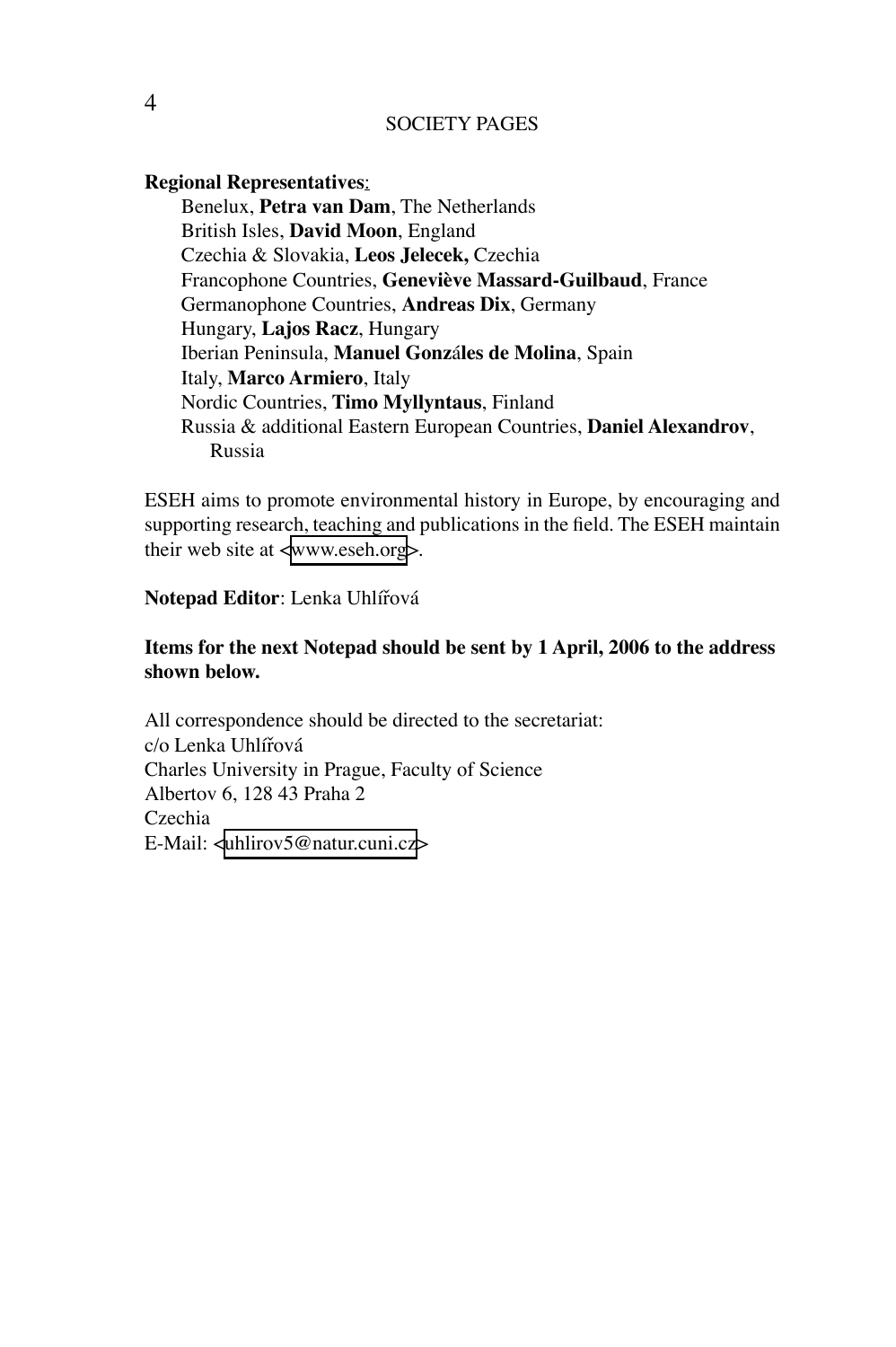**Regional Representatives**:

Benelux, **Petra van Dam**, The Netherlands
British Isles, **David Moon**, England
Czechia & Slovakia, **Leos Jelecek,** Czechia
Francophone Countries, **Geneviève Massard-Guilbaud**, France
Germanophone Countries, **Andreas Dix**, Germany
Hungary, **Lajos Racz**, Hungary
Iberian Peninsula, **Manuel Gonzáles de Molina**, Spain
Italy, **Marco Armiero**, Italy
Nordic Countries, **Timo Myllyntaus**, Finland
Russia & additional Eastern European Countries, **Daniel Alexandrov**, Russia

ESEH aims to promote environmental history in Europe, by encouraging and supporting research, teaching and publications in the field. The ESEH maintain their web site at <www.eseh.org>.

**Notepad Editor**: Lenka Uhlířová

**Items for the next Notepad should be sent by 1 April, 2006 to the address shown below.**

All correspondence should be directed to the secretariat:
c/o Lenka Uhlířová
Charles University in Prague, Faculty of Science
Albertov 6, 128 43 Praha 2
Czechia
E-Mail: <uhlirov5@natur.cuni.cz>